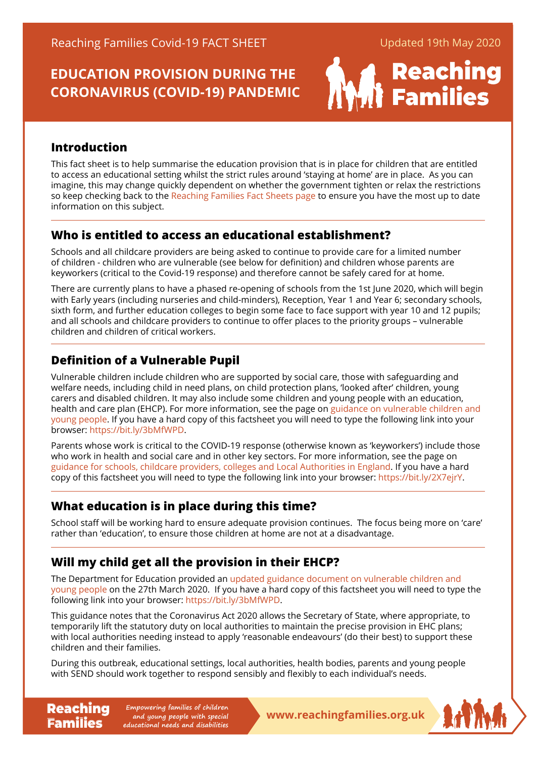Reaching Families Covid-19 FACT SHEET

Updated 19th May 2020

# EDUCATION PROVISION DURING THE CORONAVIRUS (COVID-19) PANDEMIC

## Introduction

This fact sheet is to help summarise the education provision that is in place for children that are entitled to access an educational setting whilst the strict rules around 'staying at home' are in place. As you can imagine, this may change quickly dependent on whether the government tighten or relax the restrictions so keep checking back to the Reaching Families Fact Sheets page to ensure you have the most up to date information on this subject.

## Who is entitled to access an educational establishment?

Schools and all childcare providers are being asked to continue to provide care for a limited number of children - children who are vulnerable (see below for definition) and children whose parents are keyworkers (critical to the Covid-19 response) and therefore cannot be safely cared for at home.

There are currently plans to have a phased re-opening of schools from the 1st June 2020, which will begin with Early years (including nurseries and child-minders), Reception, Year 1 and Year 6; secondary schools, sixth form, and further education colleges to begin some face to face support with year 10 and 12 pupils; and all schools and childcare providers to continue to offer places to the priority groups – vulnerable children and children of critical workers.

## Definition of a Vulnerable Pupil

Vulnerable children include children who are supported by social care, those with safeguarding and welfare needs, including child in need plans, on child protection plans, 'looked after' children, young carers and disabled children. It may also include some children and young people with an education, health and care plan (EHCP). For more information, see the page on guidance on vulnerable children and young people. If you have a hard copy of this factsheet you will need to type the following link into your browser: https://bit.ly/3bMfWPD.

Parents whose work is critical to the COVID-19 response (otherwise known as 'keyworkers') include those who work in health and social care and in other key sectors. For more information, see the page on guidance for schools, childcare providers, colleges and Local Authorities in England. If you have a hard copy of this factsheet you will need to type the following link into your browser: https://bit.ly/2X7ejrY.

## What education is in place during this time?

School staff will be working hard to ensure adequate provision continues. The focus being more on 'care' rather than 'education', to ensure those children at home are not at a disadvantage.

## Will my child get all the provision in their EHCP?

The Department for Education provided an updated guidance document on vulnerable children and young people on the 27th March 2020. If you have a hard copy of this factsheet you will need to type the following link into your browser: https://bit.ly/3bMfWPD.

This guidance notes that the Coronavirus Act 2020 allows the Secretary of State, where appropriate, to temporarily lift the statutory duty on local authorities to maintain the precise provision in EHC plans; with local authorities needing instead to apply 'reasonable endeavours' (do their best) to support these children and their families.

During this outbreak, educational settings, local authorities, health bodies, parents and young people with SEND should work together to respond sensibly and flexibly to each individual's needs.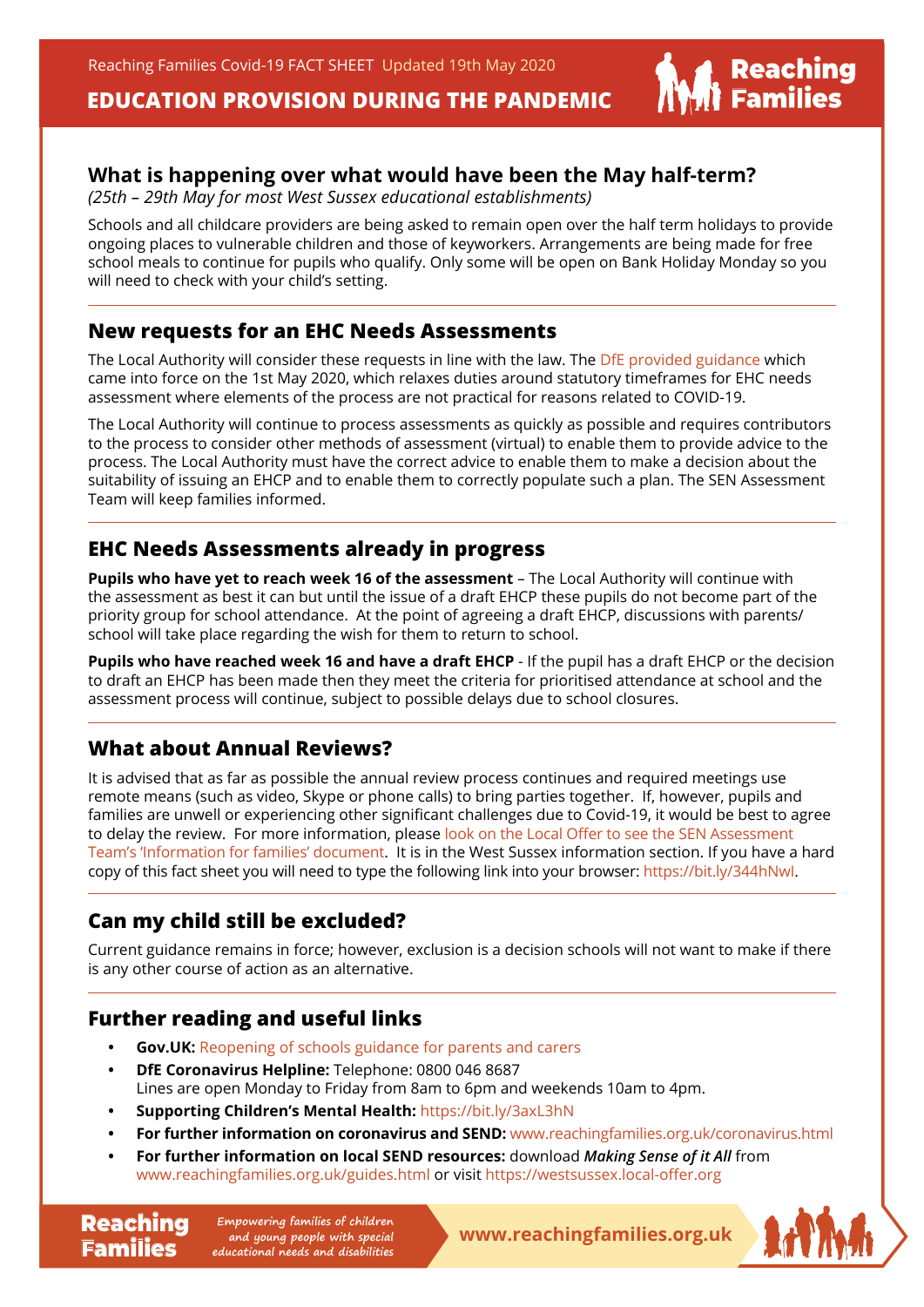## What is happening over what would have been the May half-term?

*(25th – 29th May for most West Sussex educational establishments)*

Schools and all childcare providers are being asked to remain open over the half term holidays to provide ongoing places to vulnerable children and those of keyworkers. Arrangements are being made for free school meals to continue for pupils who qualify. Only some will be open on Bank Holiday Monday so you will need to check with your child's setting.

## New requests for an EHC Needs Assessments

The Local Authority will consider these requests in line with the law. The DfE provided guidance which came into force on the 1st May 2020, which relaxes duties around statutory timeframes for EHC needs assessment where elements of the process are not practical for reasons related to COVID-19.

The Local Authority will continue to process assessments as quickly as possible and requires contributors to the process to consider other methods of assessment (virtual) to enable them to provide advice to the process. The Local Authority must have the correct advice to enable them to make a decision about the suitability of issuing an EHCP and to enable them to correctly populate such a plan. The SEN Assessment Team will keep families informed.

## EHC Needs Assessments already in progress

**Pupils who have yet to reach week 16 of the assessment** – The Local Authority will continue with the assessment as best it can but until the issue of a draft EHCP these pupils do not become part of the priority group for school attendance. At the point of agreeing a draft EHCP, discussions with parents/school will take place regarding the wish for them to return to school.

**Pupils who have reached week 16 and have a draft EHCP** - If the pupil has a draft EHCP or the decision to draft an EHCP has been made then they meet the criteria for prioritised attendance at school and the assessment process will continue, subject to possible delays due to school closures.

## What about Annual Reviews?

It is advised that as far as possible the annual review process continues and required meetings use remote means (such as video, Skype or phone calls) to bring parties together. If, however, pupils and families are unwell or experiencing other significant challenges due to Covid-19, it would be best to agree to delay the review. For more information, please look on the Local Offer to see the SEN Assessment Team's 'Information for families' document. It is in the West Sussex information section. If you have a hard copy of this fact sheet you will need to type the following link into your browser: https://bit.ly/344hNwl.

## Can my child still be excluded?

Current guidance remains in force; however, exclusion is a decision schools will not want to make if there is any other course of action as an alternative.

## Further reading and useful links

- **Gov.UK:** Reopening of schools guidance for parents and carers
- **DfE Coronavirus Helpline:** Telephone: 0800 046 8687
  Lines are open Monday to Friday from 8am to 6pm and weekends 10am to 4pm.
- **Supporting Children's Mental Health:** https://bit.ly/3axL3hN
- **For further information on coronavirus and SEND:** www.reachingfamilies.org.uk/coronavirus.html
- **For further information on local SEND resources:** download *Making Sense of it All* from www.reachingfamilies.org.uk/guides.html or visit https://westsussex.local-offer.org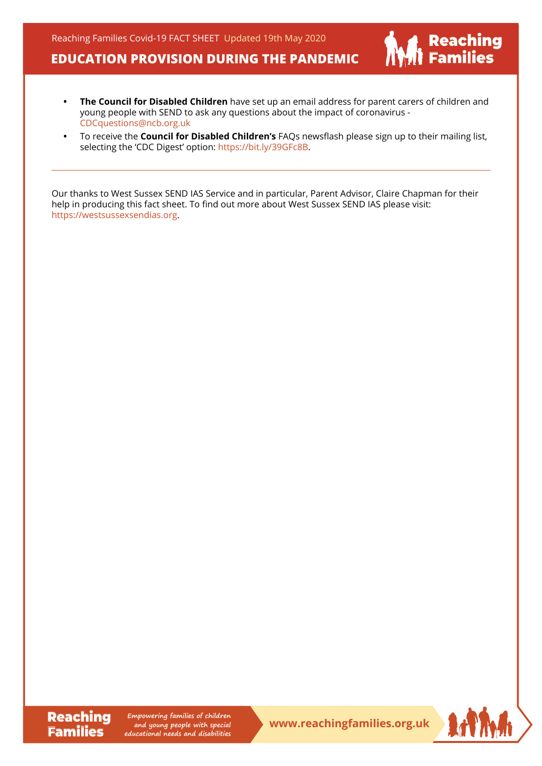- **The Council for Disabled Children** have set up an email address for parent carers of children and young people with SEND to ask any questions about the impact of coronavirus - CDCquestions@ncb.org.uk
- To receive the **Council for Disabled Children's** FAQs newsflash please sign up to their mailing list, selecting the 'CDC Digest' option: https://bit.ly/39GFc8B.

---

Our thanks to West Sussex SEND IAS Service and in particular, Parent Advisor, Claire Chapman for their help in producing this fact sheet. To find out more about West Sussex SEND IAS please visit: https://westsussexsendias.org.